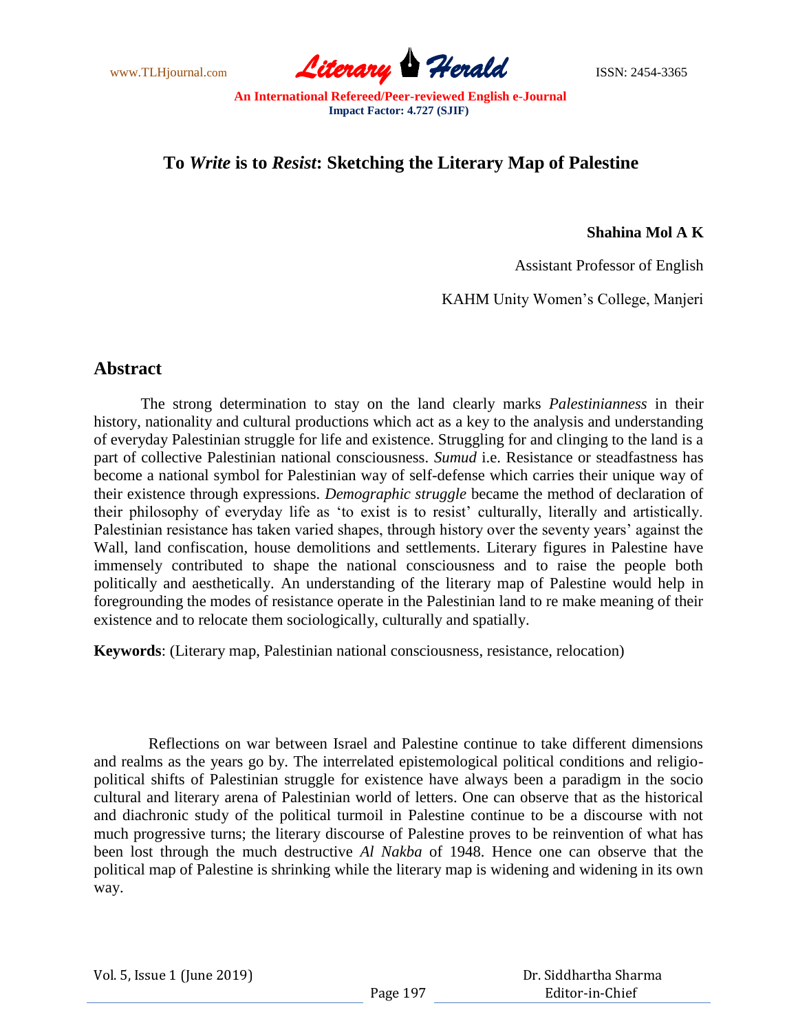# To *Write* is to *Resist*: Sketching the Literary Map of Palestine

**Shahina Mol A K**

Assistant Professor of English

KAHM Unity Women's College, Manjeri

## Abstract

The strong determination to stay on the land clearly marks *Palestinianness* in their history, nationality and cultural productions which act as a key to the analysis and understanding of everyday Palestinian struggle for life and existence. Struggling for and clinging to the land is a part of collective Palestinian national consciousness. *Sumud* i.e. Resistance or steadfastness has become a national symbol for Palestinian way of self-defense which carries their unique way of their existence through expressions. *Demographic struggle* became the method of declaration of their philosophy of everyday life as 'to exist is to resist' culturally, literally and artistically. Palestinian resistance has taken varied shapes, through history over the seventy years' against the Wall, land confiscation, house demolitions and settlements. Literary figures in Palestine have immensely contributed to shape the national consciousness and to raise the people both politically and aesthetically. An understanding of the literary map of Palestine would help in foregrounding the modes of resistance operate in the Palestinian land to re make meaning of their existence and to relocate them sociologically, culturally and spatially.

**Keywords**: (Literary map, Palestinian national consciousness, resistance, relocation)

Reflections on war between Israel and Palestine continue to take different dimensions and realms as the years go by. The interrelated epistemological political conditions and religio-political shifts of Palestinian struggle for existence have always been a paradigm in the socio cultural and literary arena of Palestinian world of letters. One can observe that as the historical and diachronic study of the political turmoil in Palestine continue to be a discourse with not much progressive turns; the literary discourse of Palestine proves to be reinvention of what has been lost through the much destructive *Al Nakba* of 1948. Hence one can observe that the political map of Palestine is shrinking while the literary map is widening and widening in its own way.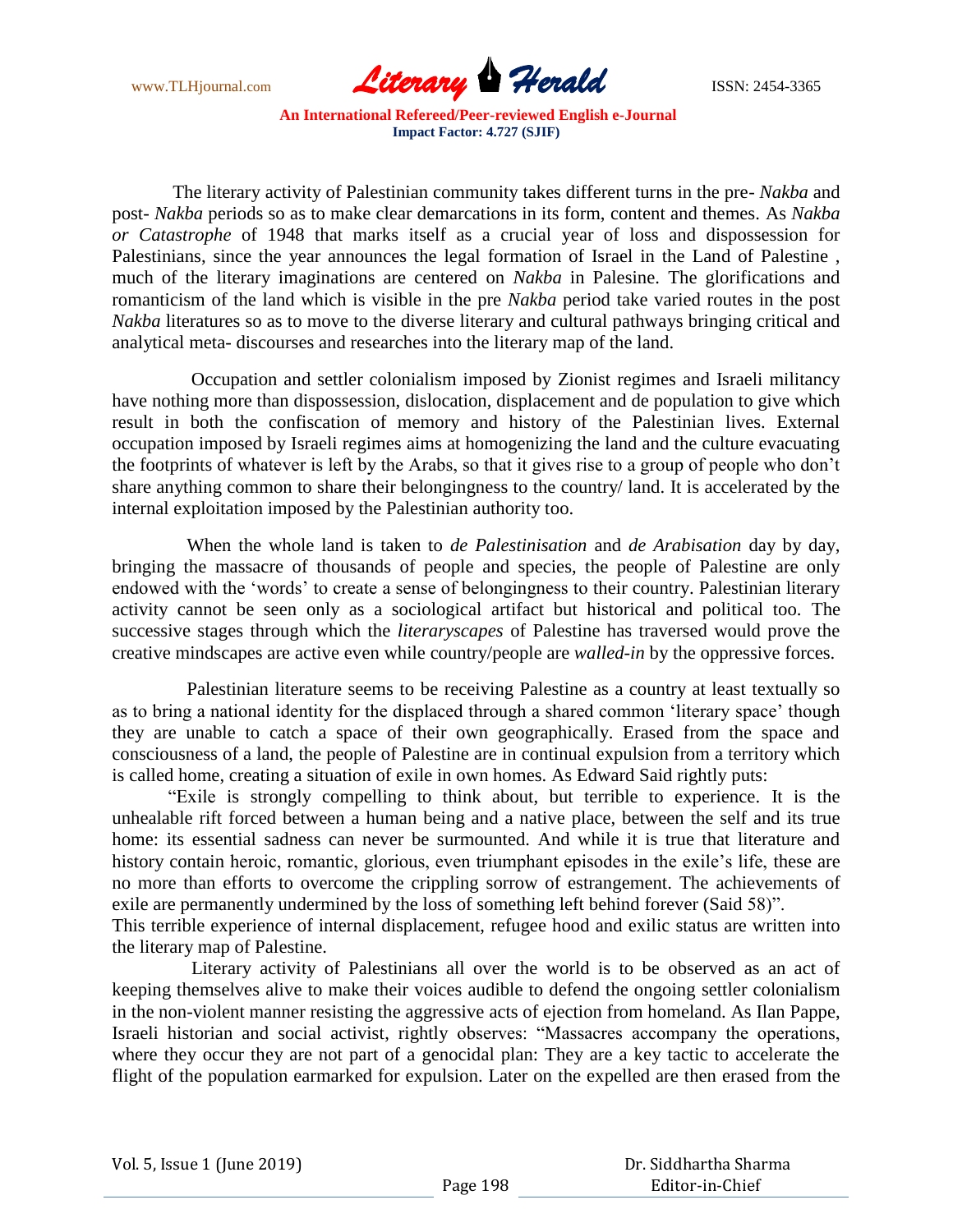The literary activity of Palestinian community takes different turns in the pre- *Nakba* and post- *Nakba* periods so as to make clear demarcations in its form, content and themes. As *Nakba or Catastrophe* of 1948 that marks itself as a crucial year of loss and dispossession for Palestinians, since the year announces the legal formation of Israel in the Land of Palestine , much of the literary imaginations are centered on *Nakba* in Palesine. The glorifications and romanticism of the land which is visible in the pre *Nakba* period take varied routes in the post *Nakba* literatures so as to move to the diverse literary and cultural pathways bringing critical and analytical meta- discourses and researches into the literary map of the land.

Occupation and settler colonialism imposed by Zionist regimes and Israeli militancy have nothing more than dispossession, dislocation, displacement and de population to give which result in both the confiscation of memory and history of the Palestinian lives. External occupation imposed by Israeli regimes aims at homogenizing the land and the culture evacuating the footprints of whatever is left by the Arabs, so that it gives rise to a group of people who don't share anything common to share their belongingness to the country/ land. It is accelerated by the internal exploitation imposed by the Palestinian authority too.

When the whole land is taken to *de Palestinisation* and *de Arabisation* day by day, bringing the massacre of thousands of people and species, the people of Palestine are only endowed with the 'words' to create a sense of belongingness to their country. Palestinian literary activity cannot be seen only as a sociological artifact but historical and political too. The successive stages through which the *literaryscapes* of Palestine has traversed would prove the creative mindscapes are active even while country/people are *walled-in* by the oppressive forces.

Palestinian literature seems to be receiving Palestine as a country at least textually so as to bring a national identity for the displaced through a shared common 'literary space' though they are unable to catch a space of their own geographically. Erased from the space and consciousness of a land, the people of Palestine are in continual expulsion from a territory which is called home, creating a situation of exile in own homes. As Edward Said rightly puts:

"Exile is strongly compelling to think about, but terrible to experience. It is the unhealable rift forced between a human being and a native place, between the self and its true home: its essential sadness can never be surmounted. And while it is true that literature and history contain heroic, romantic, glorious, even triumphant episodes in the exile's life, these are no more than efforts to overcome the crippling sorrow of estrangement. The achievements of exile are permanently undermined by the loss of something left behind forever (Said 58)".

This terrible experience of internal displacement, refugee hood and exilic status are written into the literary map of Palestine.

Literary activity of Palestinians all over the world is to be observed as an act of keeping themselves alive to make their voices audible to defend the ongoing settler colonialism in the non-violent manner resisting the aggressive acts of ejection from homeland. As Ilan Pappe, Israeli historian and social activist, rightly observes: "Massacres accompany the operations, where they occur they are not part of a genocidal plan: They are a key tactic to accelerate the flight of the population earmarked for expulsion. Later on the expelled are then erased from the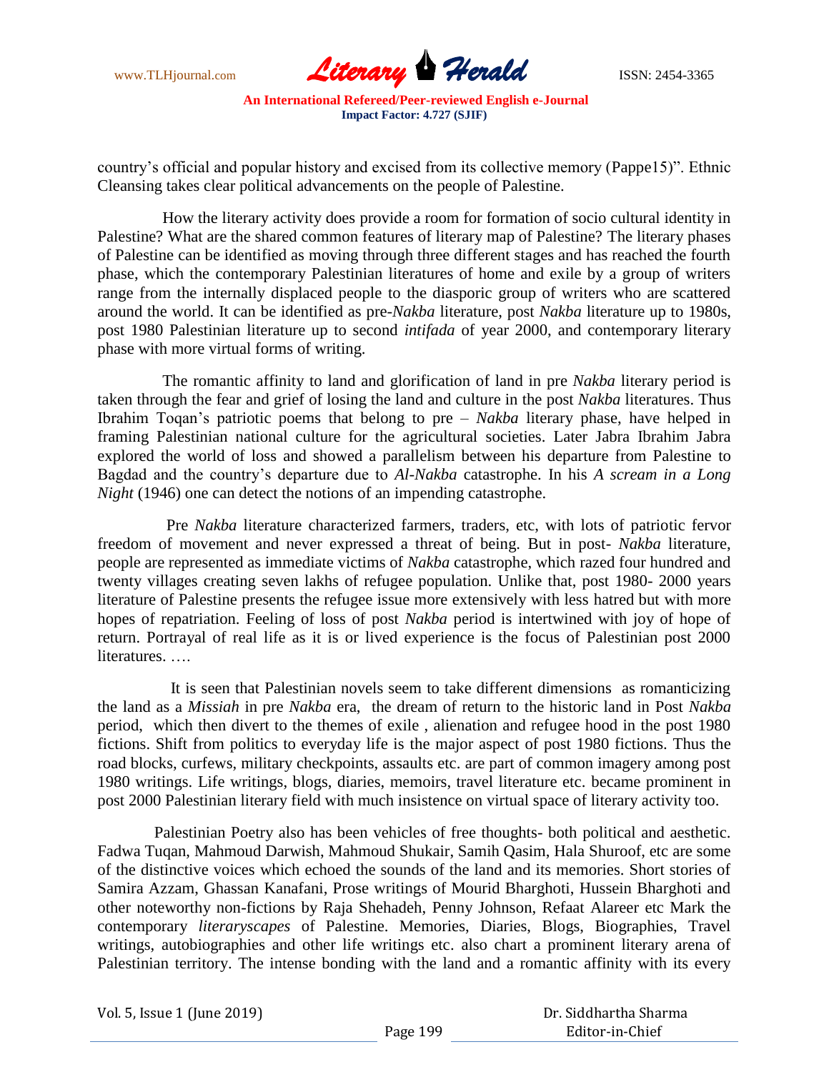country's official and popular history and excised from its collective memory (Pappe15)". Ethnic Cleansing takes clear political advancements on the people of Palestine.

How the literary activity does provide a room for formation of socio cultural identity in Palestine? What are the shared common features of literary map of Palestine? The literary phases of Palestine can be identified as moving through three different stages and has reached the fourth phase, which the contemporary Palestinian literatures of home and exile by a group of writers range from the internally displaced people to the diasporic group of writers who are scattered around the world. It can be identified as pre-*Nakba* literature, post *Nakba* literature up to 1980s, post 1980 Palestinian literature up to second *intifada* of year 2000, and contemporary literary phase with more virtual forms of writing.

The romantic affinity to land and glorification of land in pre *Nakba* literary period is taken through the fear and grief of losing the land and culture in the post *Nakba* literatures. Thus Ibrahim Toqan's patriotic poems that belong to pre – *Nakba* literary phase, have helped in framing Palestinian national culture for the agricultural societies. Later Jabra Ibrahim Jabra explored the world of loss and showed a parallelism between his departure from Palestine to Bagdad and the country's departure due to *Al-Nakba* catastrophe. In his *A scream in a Long Night* (1946) one can detect the notions of an impending catastrophe.

Pre *Nakba* literature characterized farmers, traders, etc, with lots of patriotic fervor freedom of movement and never expressed a threat of being. But in post- *Nakba* literature, people are represented as immediate victims of *Nakba* catastrophe, which razed four hundred and twenty villages creating seven lakhs of refugee population. Unlike that, post 1980- 2000 years literature of Palestine presents the refugee issue more extensively with less hatred but with more hopes of repatriation. Feeling of loss of post *Nakba* period is intertwined with joy of hope of return. Portrayal of real life as it is or lived experience is the focus of Palestinian post 2000 literatures. ….

It is seen that Palestinian novels seem to take different dimensions as romanticizing the land as a *Missiah* in pre *Nakba* era, the dream of return to the historic land in Post *Nakba* period, which then divert to the themes of exile , alienation and refugee hood in the post 1980 fictions. Shift from politics to everyday life is the major aspect of post 1980 fictions. Thus the road blocks, curfews, military checkpoints, assaults etc. are part of common imagery among post 1980 writings. Life writings, blogs, diaries, memoirs, travel literature etc. became prominent in post 2000 Palestinian literary field with much insistence on virtual space of literary activity too.

Palestinian Poetry also has been vehicles of free thoughts- both political and aesthetic. Fadwa Tuqan, Mahmoud Darwish, Mahmoud Shukair, Samih Qasim, Hala Shuroof, etc are some of the distinctive voices which echoed the sounds of the land and its memories. Short stories of Samira Azzam, Ghassan Kanafani, Prose writings of Mourid Bharghoti, Hussein Bharghoti and other noteworthy non-fictions by Raja Shehadeh, Penny Johnson, Refaat Alareer etc Mark the contemporary *literaryscapes* of Palestine. Memories, Diaries, Blogs, Biographies, Travel writings, autobiographies and other life writings etc. also chart a prominent literary arena of Palestinian territory. The intense bonding with the land and a romantic affinity with its every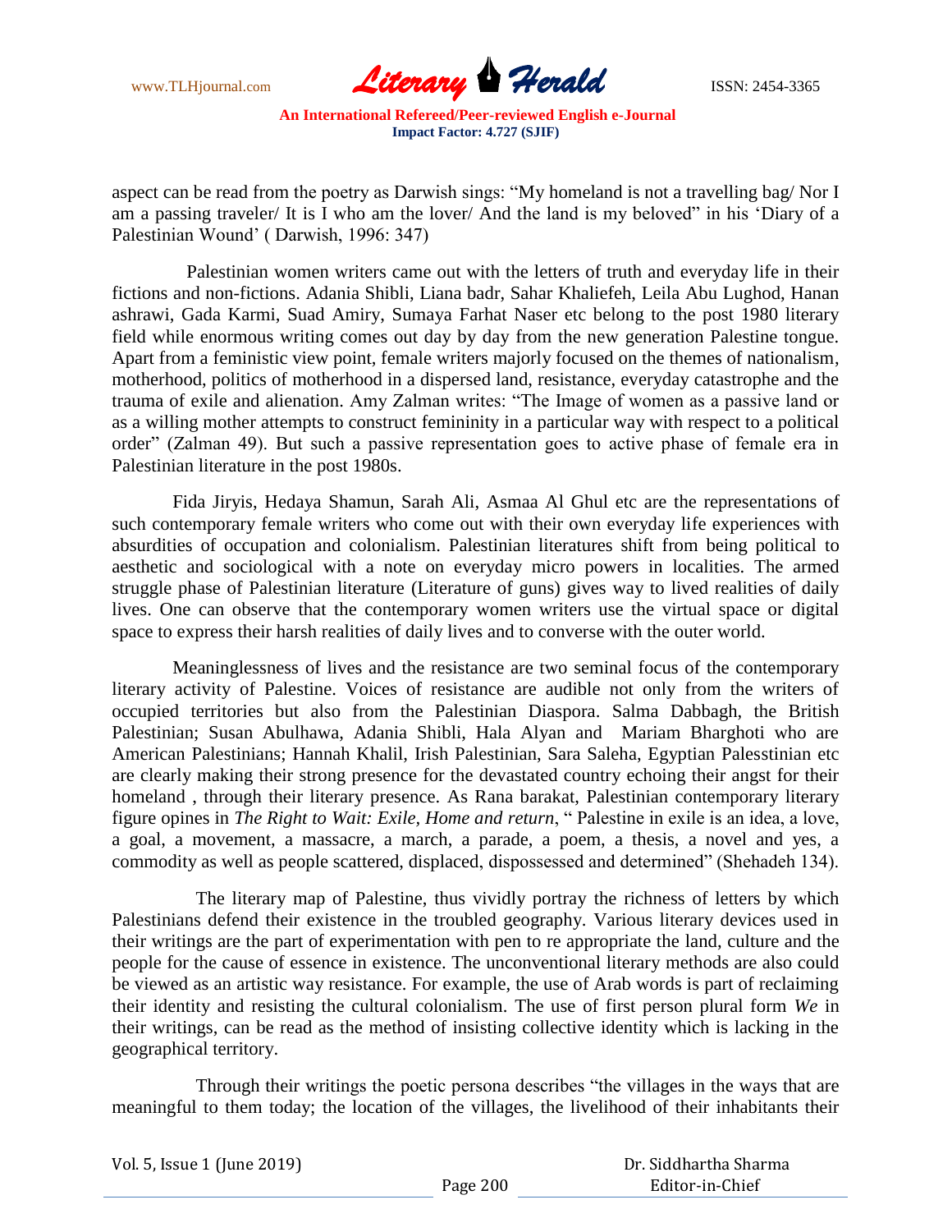aspect can be read from the poetry as Darwish sings: "My homeland is not a travelling bag/ Nor I am a passing traveler/ It is I who am the lover/ And the land is my beloved" in his 'Diary of a Palestinian Wound' ( Darwish, 1996: 347)

Palestinian women writers came out with the letters of truth and everyday life in their fictions and non-fictions. Adania Shibli, Liana badr, Sahar Khaliefeh, Leila Abu Lughod, Hanan ashrawi, Gada Karmi, Suad Amiry, Sumaya Farhat Naser etc belong to the post 1980 literary field while enormous writing comes out day by day from the new generation Palestine tongue. Apart from a feministic view point, female writers majorly focused on the themes of nationalism, motherhood, politics of motherhood in a dispersed land, resistance, everyday catastrophe and the trauma of exile and alienation. Amy Zalman writes: "The Image of women as a passive land or as a willing mother attempts to construct femininity in a particular way with respect to a political order" (Zalman 49). But such a passive representation goes to active phase of female era in Palestinian literature in the post 1980s.

Fida Jiryis, Hedaya Shamun, Sarah Ali, Asmaa Al Ghul etc are the representations of such contemporary female writers who come out with their own everyday life experiences with absurdities of occupation and colonialism. Palestinian literatures shift from being political to aesthetic and sociological with a note on everyday micro powers in localities. The armed struggle phase of Palestinian literature (Literature of guns) gives way to lived realities of daily lives. One can observe that the contemporary women writers use the virtual space or digital space to express their harsh realities of daily lives and to converse with the outer world.

Meaninglessness of lives and the resistance are two seminal focus of the contemporary literary activity of Palestine. Voices of resistance are audible not only from the writers of occupied territories but also from the Palestinian Diaspora. Salma Dabbagh, the British Palestinian; Susan Abulhawa, Adania Shibli, Hala Alyan and Mariam Bharghoti who are American Palestinians; Hannah Khalil, Irish Palestinian, Sara Saleha, Egyptian Palesstinian etc are clearly making their strong presence for the devastated country echoing their angst for their homeland , through their literary presence. As Rana barakat, Palestinian contemporary literary figure opines in *The Right to Wait: Exile, Home and return*, " Palestine in exile is an idea, a love, a goal, a movement, a massacre, a march, a parade, a poem, a thesis, a novel and yes, a commodity as well as people scattered, displaced, dispossessed and determined" (Shehadeh 134).

The literary map of Palestine, thus vividly portray the richness of letters by which Palestinians defend their existence in the troubled geography. Various literary devices used in their writings are the part of experimentation with pen to re appropriate the land, culture and the people for the cause of essence in existence. The unconventional literary methods are also could be viewed as an artistic way resistance. For example, the use of Arab words is part of reclaiming their identity and resisting the cultural colonialism. The use of first person plural form *We* in their writings, can be read as the method of insisting collective identity which is lacking in the geographical territory.

Through their writings the poetic persona describes "the villages in the ways that are meaningful to them today; the location of the villages, the livelihood of their inhabitants their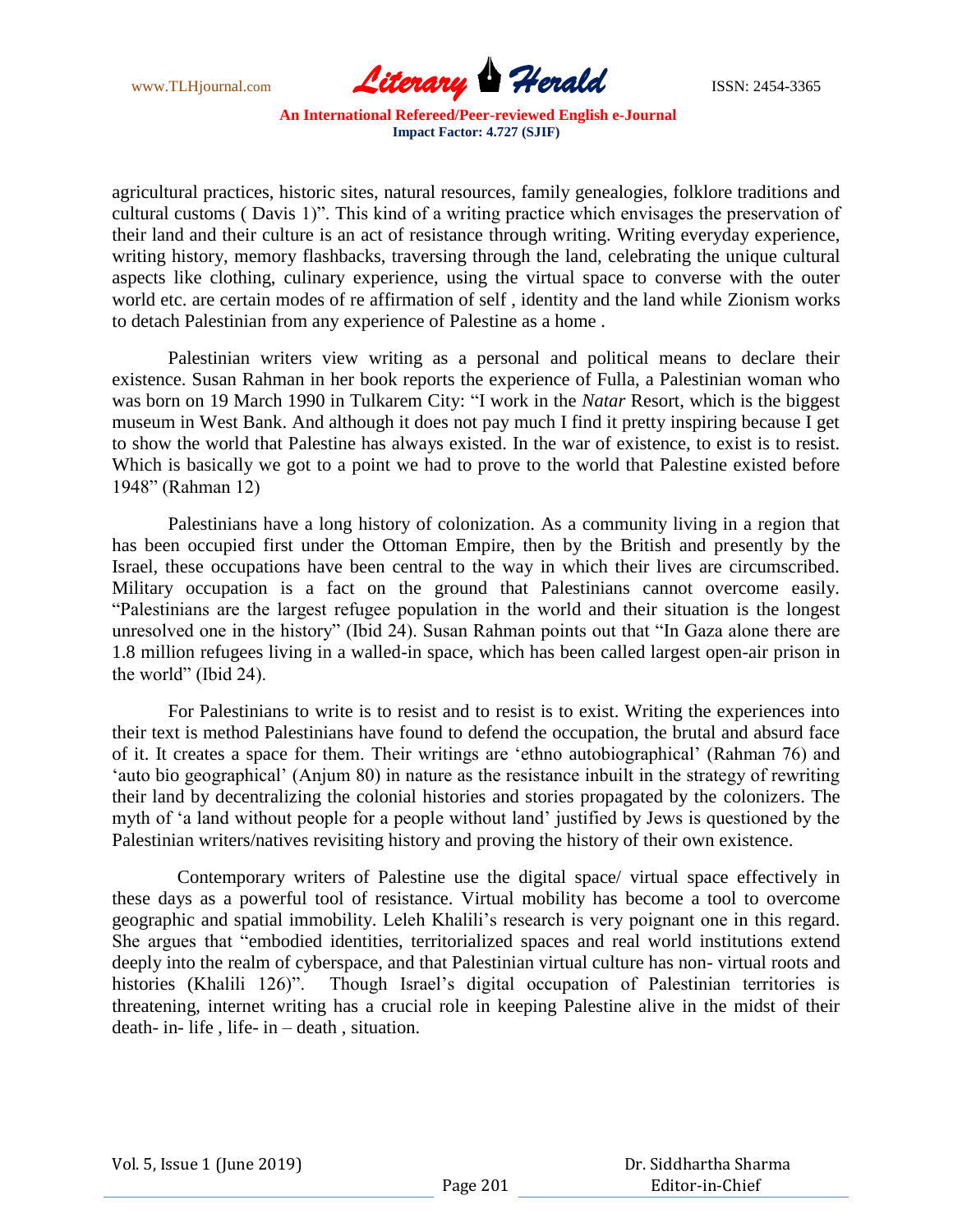agricultural practices, historic sites, natural resources, family genealogies, folklore traditions and cultural customs ( Davis 1)". This kind of a writing practice which envisages the preservation of their land and their culture is an act of resistance through writing. Writing everyday experience, writing history, memory flashbacks, traversing through the land, celebrating the unique cultural aspects like clothing, culinary experience, using the virtual space to converse with the outer world etc. are certain modes of re affirmation of self , identity and the land while Zionism works to detach Palestinian from any experience of Palestine as a home .

Palestinian writers view writing as a personal and political means to declare their existence. Susan Rahman in her book reports the experience of Fulla, a Palestinian woman who was born on 19 March 1990 in Tulkarem City: "I work in the *Natar* Resort, which is the biggest museum in West Bank. And although it does not pay much I find it pretty inspiring because I get to show the world that Palestine has always existed. In the war of existence, to exist is to resist. Which is basically we got to a point we had to prove to the world that Palestine existed before 1948" (Rahman 12)

Palestinians have a long history of colonization. As a community living in a region that has been occupied first under the Ottoman Empire, then by the British and presently by the Israel, these occupations have been central to the way in which their lives are circumscribed. Military occupation is a fact on the ground that Palestinians cannot overcome easily. "Palestinians are the largest refugee population in the world and their situation is the longest unresolved one in the history" (Ibid 24). Susan Rahman points out that "In Gaza alone there are 1.8 million refugees living in a walled-in space, which has been called largest open-air prison in the world" (Ibid 24).

For Palestinians to write is to resist and to resist is to exist. Writing the experiences into their text is method Palestinians have found to defend the occupation, the brutal and absurd face of it. It creates a space for them. Their writings are 'ethno autobiographical' (Rahman 76) and 'auto bio geographical' (Anjum 80) in nature as the resistance inbuilt in the strategy of rewriting their land by decentralizing the colonial histories and stories propagated by the colonizers. The myth of 'a land without people for a people without land' justified by Jews is questioned by the Palestinian writers/natives revisiting history and proving the history of their own existence.

Contemporary writers of Palestine use the digital space/ virtual space effectively in these days as a powerful tool of resistance. Virtual mobility has become a tool to overcome geographic and spatial immobility. Leleh Khalili's research is very poignant one in this regard. She argues that "embodied identities, territorialized spaces and real world institutions extend deeply into the realm of cyberspace, and that Palestinian virtual culture has non- virtual roots and histories (Khalili 126)". Though Israel's digital occupation of Palestinian territories is threatening, internet writing has a crucial role in keeping Palestine alive in the midst of their death- in- life , life- in – death , situation.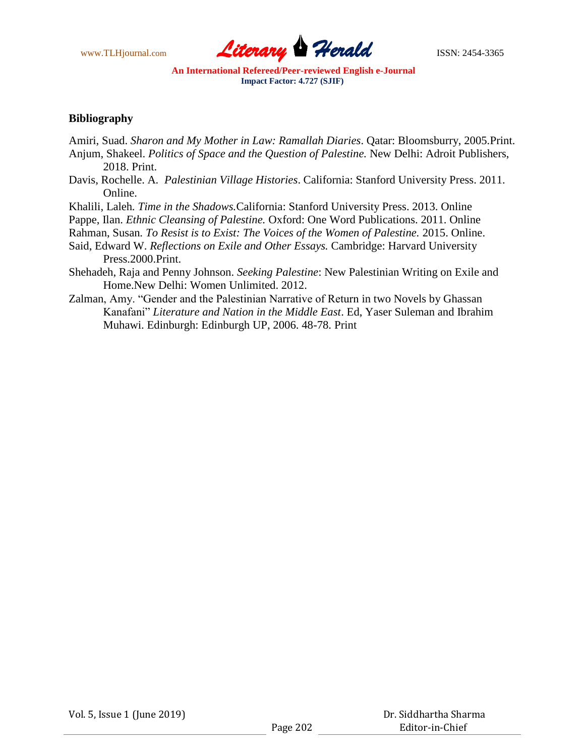**Bibliography**

Amiri, Suad. *Sharon and My Mother in Law: Ramallah Diaries*. Qatar: Bloomsburry, 2005.Print.

Anjum, Shakeel. *Politics of Space and the Question of Palestine.* New Delhi: Adroit Publishers, 2018. Print.

Davis, Rochelle. A. *Palestinian Village Histories*. California: Stanford University Press. 2011. Online.

Khalili, Laleh. *Time in the Shadows.*California: Stanford University Press. 2013. Online

Pappe, Ilan. *Ethnic Cleansing of Palestine.* Oxford: One Word Publications. 2011. Online

Rahman, Susan. *To Resist is to Exist: The Voices of the Women of Palestine.* 2015. Online.

Said, Edward W. *Reflections on Exile and Other Essays.* Cambridge: Harvard University Press.2000.Print.

Shehadeh, Raja and Penny Johnson. *Seeking Palestine*: New Palestinian Writing on Exile and Home.New Delhi: Women Unlimited. 2012.

Zalman, Amy. "Gender and the Palestinian Narrative of Return in two Novels by Ghassan Kanafani" *Literature and Nation in the Middle East*. Ed, Yaser Suleman and Ibrahim Muhawi. Edinburgh: Edinburgh UP, 2006. 48-78. Print